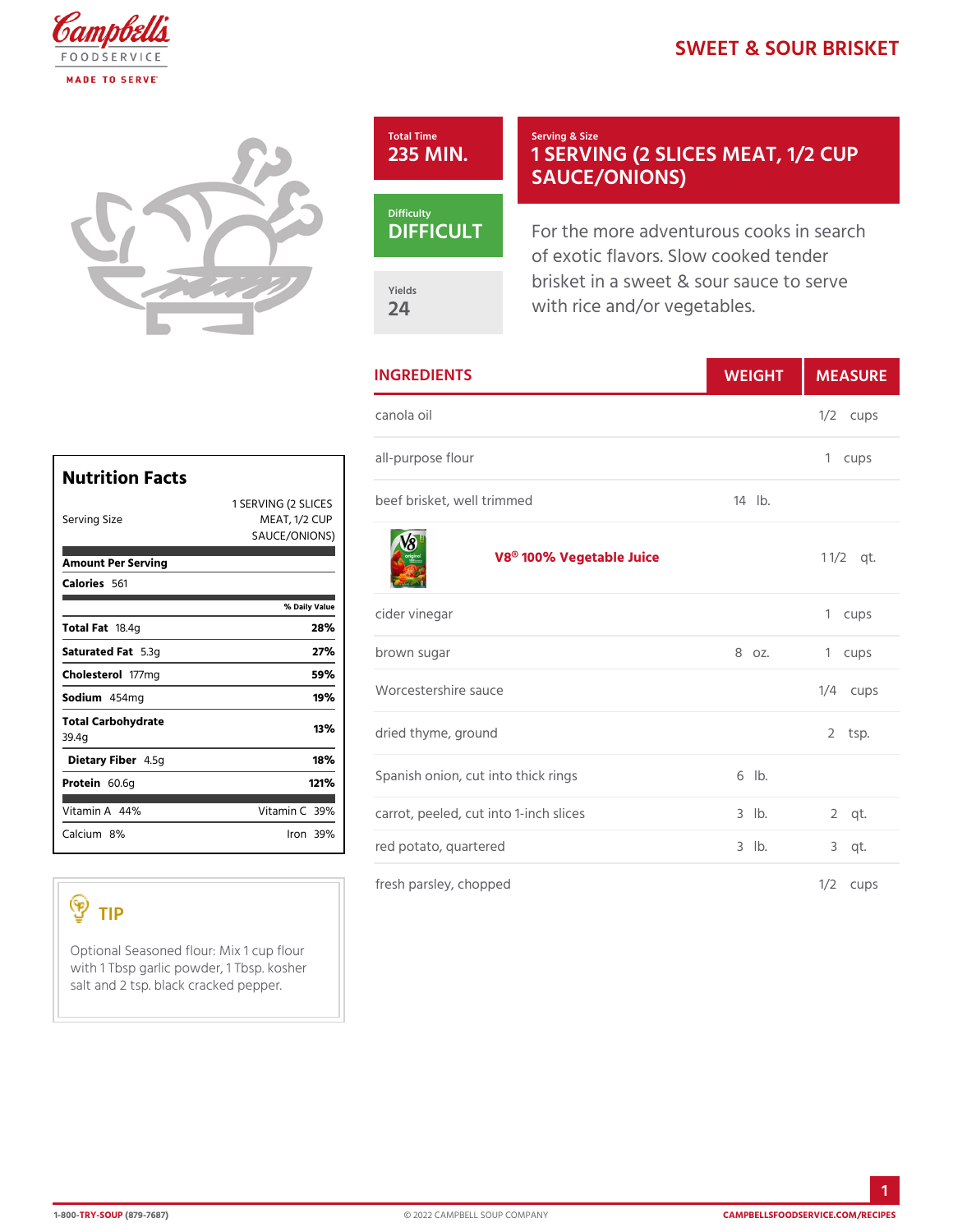# SWEET & SOUR BRISKET

**Total Time**
235 MIN.

**Serving & Size**
1 SERVING (2 SLICES MEAT, 1/2 CUP SAUCE/ONIONS)

**Difficulty**
DIFFICULT

**Yields**
24

For the more adventurous cooks in search of exotic flavors. Slow cooked tender brisket in a sweet & sour sauce to serve with rice and/or vegetables.

## INGREDIENTS

| INGREDIENTS | WEIGHT | MEASURE |
|---|---|---|
| canola oil | | 1/2 cups |
| all-purpose flour | | 1 cups |
| beef brisket, well trimmed | 14 lb. | |
| **V8® 100% Vegetable Juice** | | 1 1/2 qt. |
| cider vinegar | | 1 cups |
| brown sugar | 8 oz. | 1 cups |
| Worcestershire sauce | | 1/4 cups |
| dried thyme, ground | | 2 tsp. |
| Spanish onion, cut into thick rings | 6 lb. | |
| carrot, peeled, cut into 1-inch slices | 3 lb. | 2 qt. |
| red potato, quartered | 3 lb. | 3 qt. |
| fresh parsley, chopped | | 1/2 cups |

## Nutrition Facts

Serving Size: 1 SERVING (2 SLICES MEAT, 1/2 CUP SAUCE/ONIONS)

**Amount Per Serving**

**Calories** 561

| | % Daily Value |
|---|---|
| **Total Fat** 18.4g | **28%** |
| **Saturated Fat** 5.3g | **27%** |
| **Cholesterol** 177mg | **59%** |
| **Sodium** 454mg | **19%** |
| **Total Carbohydrate** 39.4g | **13%** |
| **Dietary Fiber** 4.5g | **18%** |
| **Protein** 60.6g | **121%** |

| | |
|---|---|
| Vitamin A 44% | Vitamin C 39% |
| Calcium 8% | Iron 39% |

## TIP

Optional Seasoned flour: Mix 1 cup flour with 1 Tbsp garlic powder, 1 Tbsp. kosher salt and 2 tsp. black cracked pepper.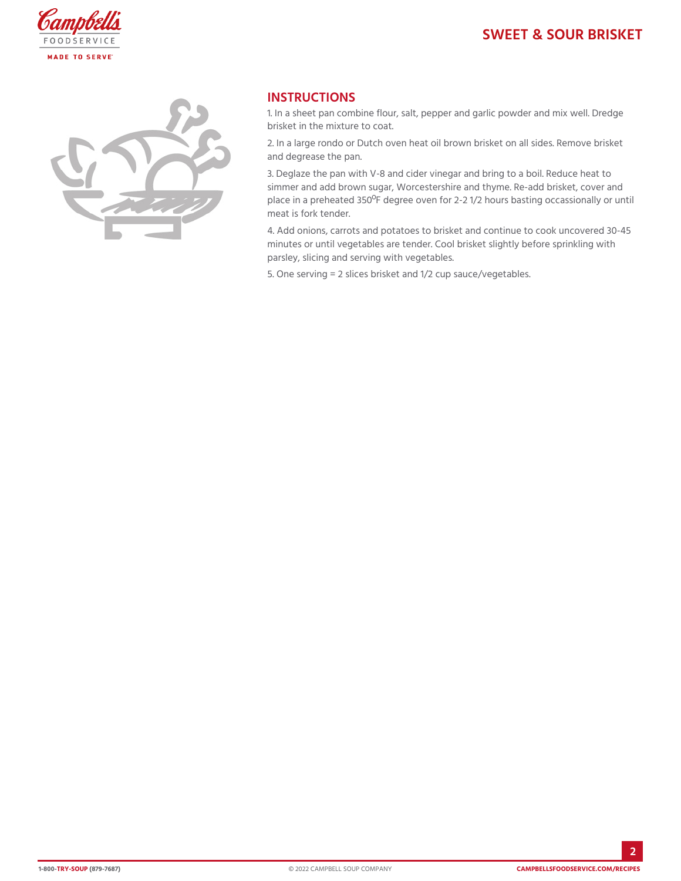## INSTRUCTIONS

1. In a sheet pan combine flour, salt, pepper and garlic powder and mix well. Dredge brisket in the mixture to coat.

2. In a large rondo or Dutch oven heat oil brown brisket on all sides. Remove brisket and degrease the pan.

3. Deglaze the pan with V-8 and cider vinegar and bring to a boil. Reduce heat to simmer and add brown sugar, Worcestershire and thyme. Re-add brisket, cover and place in a preheated 350$^{O}$F degree oven for 2-2 1/2 hours basting occassionally or until meat is fork tender.

4. Add onions, carrots and potatoes to brisket and continue to cook uncovered 30-45 minutes or until vegetables are tender. Cool brisket slightly before sprinkling with parsley, slicing and serving with vegetables.

5. One serving = 2 slices brisket and 1/2 cup sauce/vegetables.